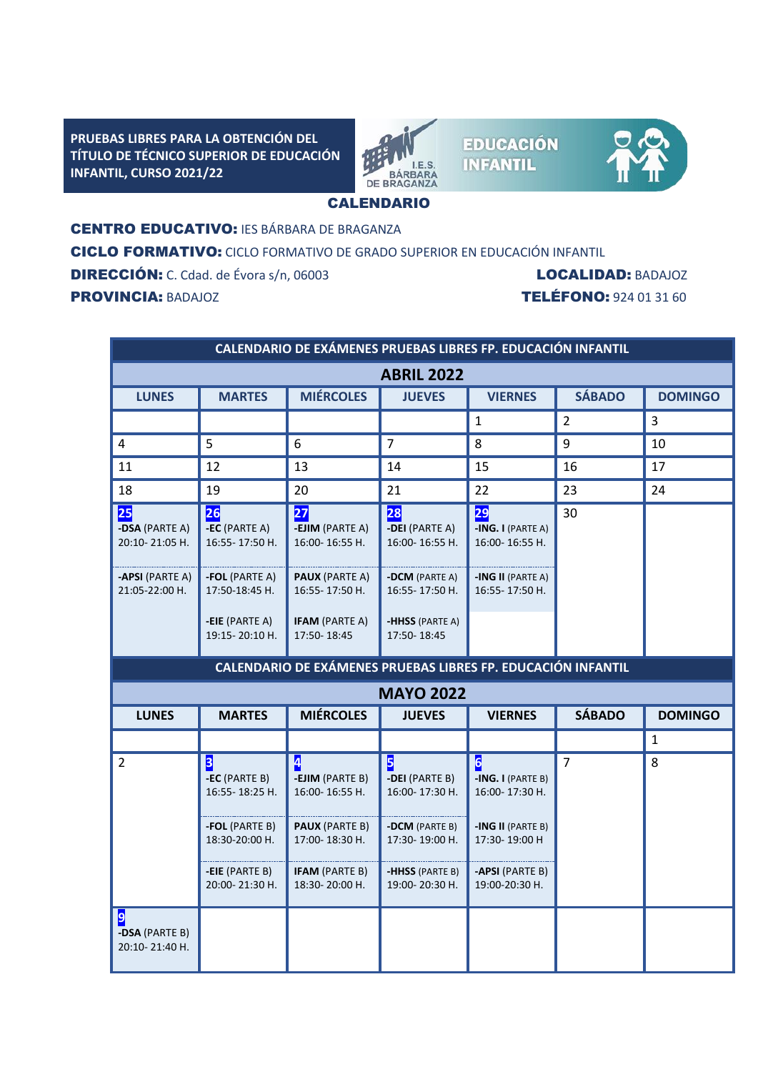**PRUEBAS LIBRES PARA LA OBTENCIÓN DEL TÍTULO DE TÉCNICO SUPERIOR DE EDUCACIÓN INFANTIL, CURSO 2021/22**

I.E.S. BÁRBARA DE BRAGANZA

**EDUCACIÓN INFANTIL**

## CALENDARIO

**CENTRO EDUCATIVO:** IES BÁRBARA DE BRAGANZA
**CICLO FORMATIVO:** CICLO FORMATIVO DE GRADO SUPERIOR EN EDUCACIÓN INFANTIL
**DIRECCIÓN:** C. Cdad. de Évora s/n, 06003 **LOCALIDAD:** BADAJOZ
**PROVINCIA:** BADAJOZ **TELÉFONO:** 924 01 31 60

**CALENDARIO DE EXÁMENES PRUEBAS LIBRES FP. EDUCACIÓN INFANTIL**

**ABRIL 2022**

| LUNES | MARTES | MIÉRCOLES | JUEVES | VIERNES | SÁBADO | DOMINGO |
|---|---|---|---|---|---|---|
| | | | | 1 | 2 | 3 |
| 4 | 5 | 6 | 7 | 8 | 9 | 10 |
| 11 | 12 | 13 | 14 | 15 | 16 | 17 |
| 18 | 19 | 20 | 21 | 22 | 23 | 24 |
| **25**<br>**-DSA** (PARTE A) 20:10- 21:05 H.<br>**-APSI** (PARTE A) 21:05-22:00 H. | **26**<br>**-EC** (PARTE A) 16:55- 17:50 H.<br>**-FOL** (PARTE A) 17:50-18:45 H.<br>**-EIE** (PARTE A) 19:15- 20:10 H. | **27**<br>**-EJIM** (PARTE A) 16:00- 16:55 H.<br>**PAUX** (PARTE A) 16:55- 17:50 H.<br>**IFAM** (PARTE A) 17:50- 18:45 | **28**<br>**-DEI** (PARTE A) 16:00- 16:55 H.<br>**-DCM** (PARTE A) 16:55- 17:50 H.<br>**-HHSS** (PARTE A) 17:50- 18:45 | **29**<br>**-ING. I** (PARTE A) 16:00- 16:55 H.<br>**-ING II** (PARTE A) 16:55- 17:50 H. | 30 | |

**CALENDARIO DE EXÁMENES PRUEBAS LIBRES FP. EDUCACIÓN INFANTIL**

**MAYO 2022**

| LUNES | MARTES | MIÉRCOLES | JUEVES | VIERNES | SÁBADO | DOMINGO |
|---|---|---|---|---|---|---|
| | | | | | | 1 |
| 2 | **3**<br>**-EC** (PARTE B) 16:55- 18:25 H.<br>**-FOL** (PARTE B) 18:30-20:00 H.<br>**-EIE** (PARTE B) 20:00- 21:30 H. | **4**<br>**-EJIM** (PARTE B) 16:00- 16:55 H.<br>**PAUX** (PARTE B) 17:00- 18:30 H.<br>**IFAM** (PARTE B) 18:30- 20:00 H. | **5**<br>**-DEI** (PARTE B) 16:00- 17:30 H.<br>**-DCM** (PARTE B) 17:30- 19:00 H.<br>**-HHSS** (PARTE B) 19:00- 20:30 H. | **6**<br>**-ING. I** (PARTE B) 16:00- 17:30 H.<br>**-ING II** (PARTE B) 17:30- 19:00 H<br>**-APSI** (PARTE B) 19:00-20:30 H. | 7 | 8 |
| **9**<br>**-DSA** (PARTE B) 20:10- 21:40 H. | | | | | | |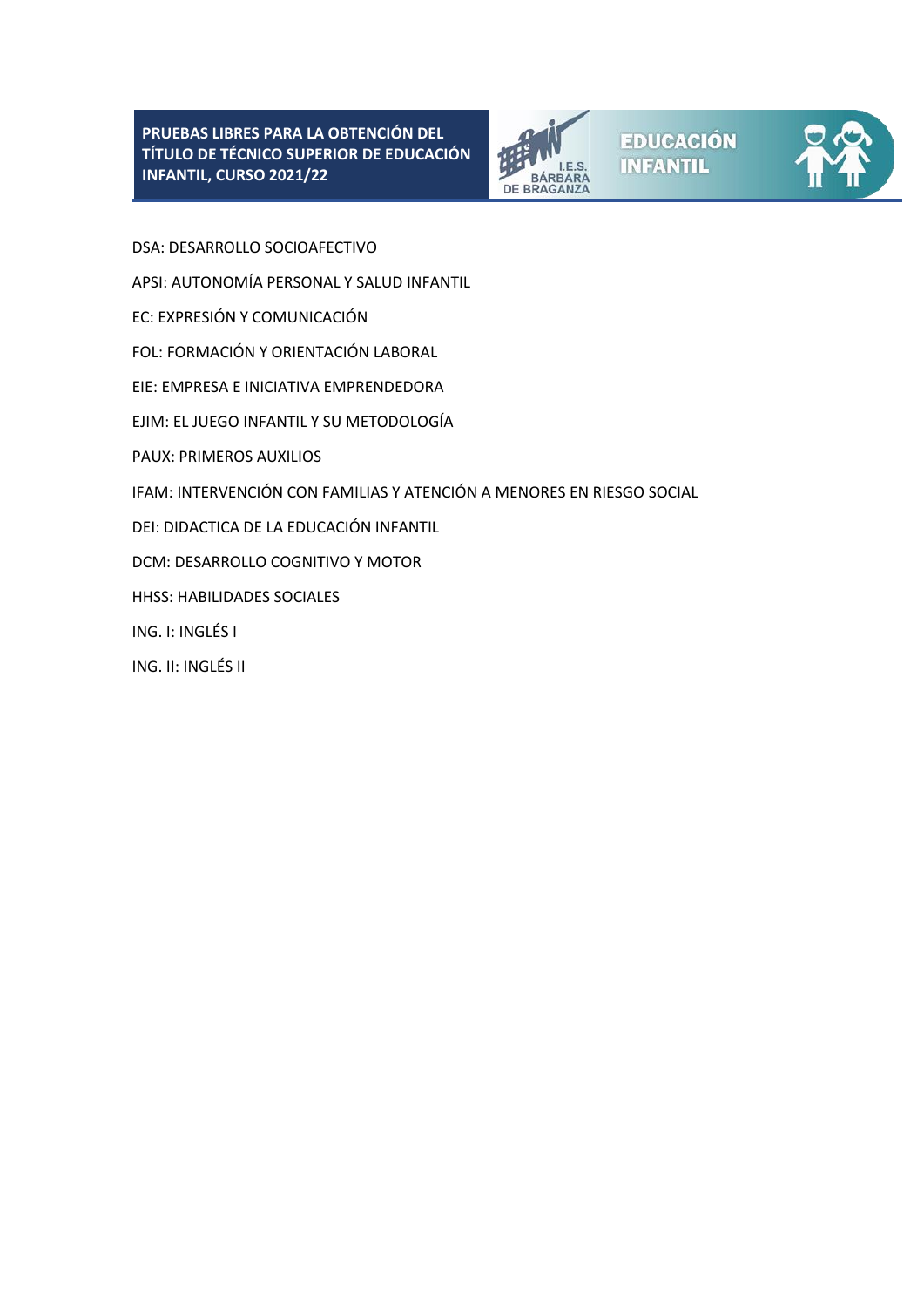DSA: DESARROLLO SOCIOAFECTIVO

APSI: AUTONOMÍA PERSONAL Y SALUD INFANTIL

EC: EXPRESIÓN Y COMUNICACIÓN

FOL: FORMACIÓN Y ORIENTACIÓN LABORAL

EIE: EMPRESA E INICIATIVA EMPRENDEDORA

EJIM: EL JUEGO INFANTIL Y SU METODOLOGÍA

PAUX: PRIMEROS AUXILIOS

IFAM: INTERVENCIÓN CON FAMILIAS Y ATENCIÓN A MENORES EN RIESGO SOCIAL

DEI: DIDACTICA DE LA EDUCACIÓN INFANTIL

DCM: DESARROLLO COGNITIVO Y MOTOR

HHSS: HABILIDADES SOCIALES

ING. I: INGLÉS I

ING. II: INGLÉS II